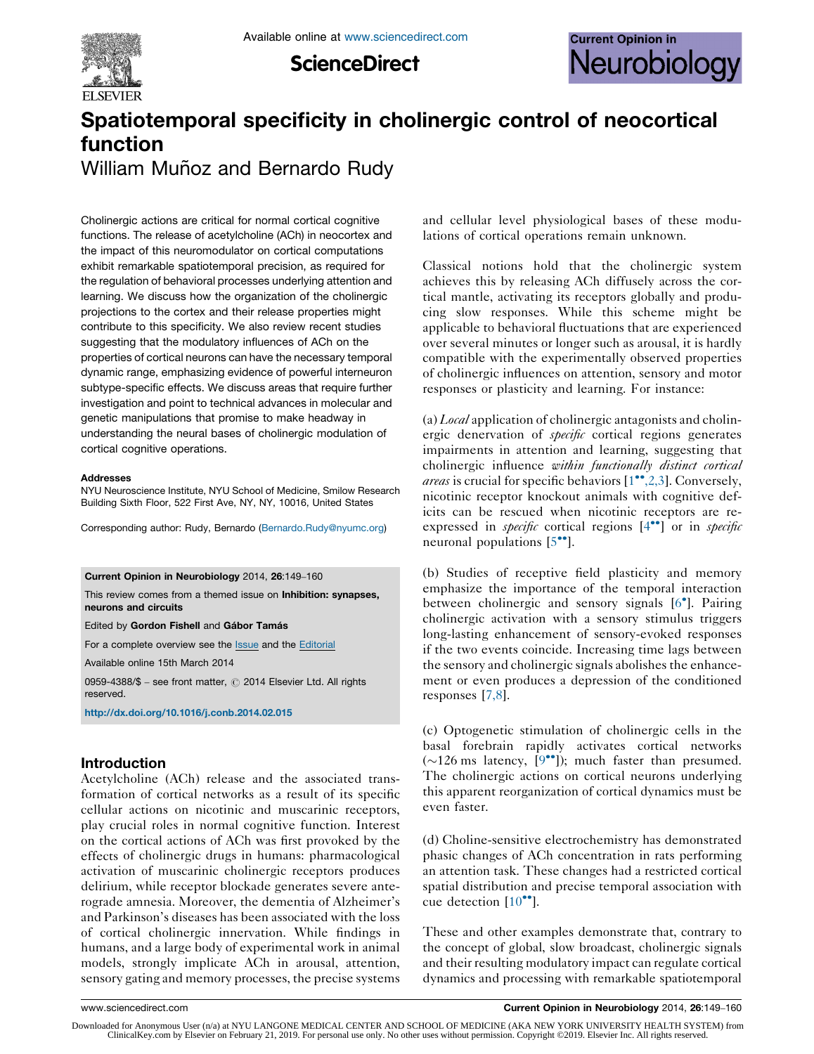# Spatiotemporal specificity in cholinergic control of neocortical function

William Muñoz and Bernardo Rudy

Cholinergic actions are critical for normal cortical cognitive functions. The release of acetylcholine (ACh) in neocortex and the impact of this neuromodulator on cortical computations exhibit remarkable spatiotemporal precision, as required for the regulation of behavioral processes underlying attention and learning. We discuss how the organization of the cholinergic projections to the cortex and their release properties might contribute to this specificity. We also review recent studies suggesting that the modulatory influences of ACh on the properties of cortical neurons can have the necessary temporal dynamic range, emphasizing evidence of powerful interneuron subtype-specific effects. We discuss areas that require further investigation and point to technical advances in molecular and genetic manipulations that promise to make headway in understanding the neural bases of cholinergic modulation of cortical cognitive operations.

**Addresses**
NYU Neuroscience Institute, NYU School of Medicine, Smilow Research Building Sixth Floor, 522 First Ave, NY, NY, 10016, United States

Corresponding author: Rudy, Bernardo (Bernardo.Rudy@nyumc.org)

**Current Opinion in Neurobiology** 2014, **26**:149–160

This review comes from a themed issue on **Inhibition: synapses, neurons and circuits**

Edited by **Gordon Fishell** and **Gábor Tamás**

For a complete overview see the Issue and the Editorial

Available online 15th March 2014

0959-4388/$ – see front matter, © 2014 Elsevier Ltd. All rights reserved.

http://dx.doi.org/10.1016/j.conb.2014.02.015

## Introduction

Acetylcholine (ACh) release and the associated transformation of cortical networks as a result of its specific cellular actions on nicotinic and muscarinic receptors, play crucial roles in normal cognitive function. Interest on the cortical actions of ACh was first provoked by the effects of cholinergic drugs in humans: pharmacological activation of muscarinic cholinergic receptors produces delirium, while receptor blockade generates severe anterograde amnesia. Moreover, the dementia of Alzheimer's and Parkinson's diseases has been associated with the loss of cortical cholinergic innervation. While findings in humans, and a large body of experimental work in animal models, strongly implicate ACh in arousal, attention, sensory gating and memory processes, the precise systems and cellular level physiological bases of these modulations of cortical operations remain unknown.

Classical notions hold that the cholinergic system achieves this by releasing ACh diffusely across the cortical mantle, activating its receptors globally and producing slow responses. While this scheme might be applicable to behavioral fluctuations that are experienced over several minutes or longer such as arousal, it is hardly compatible with the experimentally observed properties of cholinergic influences on attention, sensory and motor responses or plasticity and learning. For instance:

(a) *Local* application of cholinergic antagonists and cholinergic denervation of *specific* cortical regions generates impairments in attention and learning, suggesting that cholinergic influence *within functionally distinct cortical areas* is crucial for specific behaviors [1••,2,3]. Conversely, nicotinic receptor knockout animals with cognitive deficits can be rescued when nicotinic receptors are re-expressed in *specific* cortical regions [4••] or in *specific* neuronal populations [5••].

(b) Studies of receptive field plasticity and memory emphasize the importance of the temporal interaction between cholinergic and sensory signals [6•]. Pairing cholinergic activation with a sensory stimulus triggers long-lasting enhancement of sensory-evoked responses if the two events coincide. Increasing time lags between the sensory and cholinergic signals abolishes the enhancement or even produces a depression of the conditioned responses [7,8].

(c) Optogenetic stimulation of cholinergic cells in the basal forebrain rapidly activates cortical networks (~126 ms latency, [9••]); much faster than presumed. The cholinergic actions on cortical neurons underlying this apparent reorganization of cortical dynamics must be even faster.

(d) Choline-sensitive electrochemistry has demonstrated phasic changes of ACh concentration in rats performing an attention task. These changes had a restricted cortical spatial distribution and precise temporal association with cue detection [10••].

These and other examples demonstrate that, contrary to the concept of global, slow broadcast, cholinergic signals and their resulting modulatory impact can regulate cortical dynamics and processing with remarkable spatiotemporal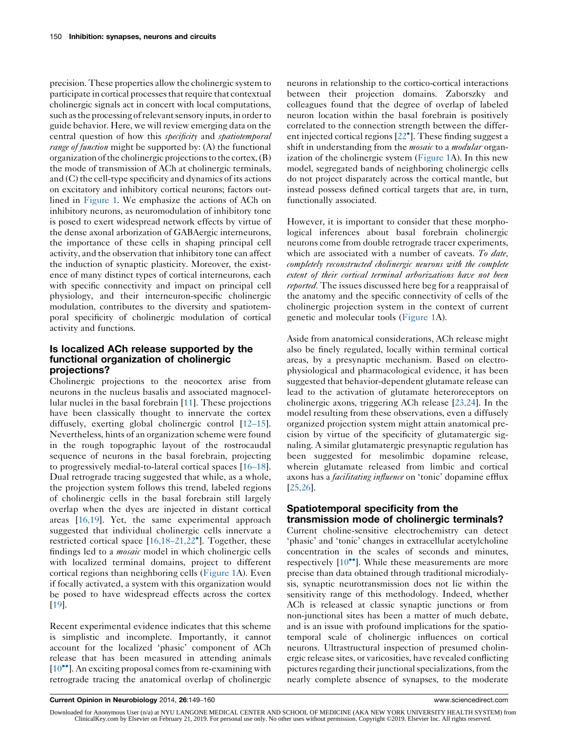precision. These properties allow the cholinergic system to participate in cortical processes that require that contextual cholinergic signals act in concert with local computations, such as the processing of relevant sensory inputs, in order to guide behavior. Here, we will review emerging data on the central question of how this *specificity* and *spatiotemporal range of function* might be supported by: (A) the functional organization of the cholinergic projections to the cortex, (B) the mode of transmission of ACh at cholinergic terminals, and (C) the cell-type specificity and dynamics of its actions on excitatory and inhibitory cortical neurons; factors outlined in Figure 1. We emphasize the actions of ACh on inhibitory neurons, as neuromodulation of inhibitory tone is posed to exert widespread network effects by virtue of the dense axonal arborization of GABAergic interneurons, the importance of these cells in shaping principal cell activity, and the observation that inhibitory tone can affect the induction of synaptic plasticity. Moreover, the existence of many distinct types of cortical interneurons, each with specific connectivity and impact on principal cell physiology, and their interneuron-specific cholinergic modulation, contributes to the diversity and spatiotemporal specificity of cholinergic modulation of cortical activity and functions.

## Is localized ACh release supported by the functional organization of cholinergic projections?

Cholinergic projections to the neocortex arise from neurons in the nucleus basalis and associated magnocellular nuclei in the basal forebrain [11]. These projections have been classically thought to innervate the cortex diffusely, exerting global cholinergic control [12–15]. Nevertheless, hints of an organization scheme were found in the rough topographic layout of the rostrocaudal sequence of neurons in the basal forebrain, projecting to progressively medial-to-lateral cortical spaces [16–18]. Dual retrograde tracing suggested that while, as a whole, the projection system follows this trend, labeled regions of cholinergic cells in the basal forebrain still largely overlap when the dyes are injected in distant cortical areas [16,19]. Yet, the same experimental approach suggested that individual cholinergic cells innervate a restricted cortical space [16,18–21,22•]. Together, these findings led to a *mosaic* model in which cholinergic cells with localized terminal domains, project to different cortical regions than neighboring cells (Figure 1A). Even if focally activated, a system with this organization would be posed to have widespread effects across the cortex [19].

Recent experimental evidence indicates that this scheme is simplistic and incomplete. Importantly, it cannot account for the localized 'phasic' component of ACh release that has been measured in attending animals [10••]. An exciting proposal comes from re-examining with retrograde tracing the anatomical overlap of cholinergic neurons in relationship to the cortico-cortical interactions between their projection domains. Zaborszky and colleagues found that the degree of overlap of labeled neuron location within the basal forebrain is positively correlated to the connection strength between the different injected cortical regions [22•]. These finding suggest a shift in understanding from the *mosaic* to a *modular* organization of the cholinergic system (Figure 1A). In this new model, segregated bands of neighboring cholinergic cells do not project disparately across the cortical mantle, but instead possess defined cortical targets that are, in turn, functionally associated.

However, it is important to consider that these morphological inferences about basal forebrain cholinergic neurons come from double retrograde tracer experiments, which are associated with a number of caveats. *To date, completely reconstructed cholinergic neurons with the complete extent of their cortical terminal arborizations have not been reported.* The issues discussed here beg for a reappraisal of the anatomy and the specific connectivity of cells of the cholinergic projection system in the context of current genetic and molecular tools (Figure 1A).

Aside from anatomical considerations, ACh release might also be finely regulated, locally within terminal cortical areas, by a presynaptic mechanism. Based on electrophysiological and pharmacological evidence, it has been suggested that behavior-dependent glutamate release can lead to the activation of glutamate heteroreceptors on cholinergic axons, triggering ACh release [23,24]. In the model resulting from these observations, even a diffusely organized projection system might attain anatomical precision by virtue of the specificity of glutamatergic signaling. A similar glutamatergic presynaptic regulation has been suggested for mesolimbic dopamine release, wherein glutamate released from limbic and cortical axons has a *facilitating influence* on 'tonic' dopamine efflux [25,26].

## Spatiotemporal specificity from the transmission mode of cholinergic terminals?

Current choline-sensitive electrochemistry can detect 'phasic' and 'tonic' changes in extracellular acetylcholine concentration in the scales of seconds and minutes, respectively [10••]. While these measurements are more precise than data obtained through traditional microdialysis, synaptic neurotransmission does not lie within the sensitivity range of this methodology. Indeed, whether ACh is released at classic synaptic junctions or from non-junctional sites has been a matter of much debate, and is an issue with profound implications for the spatiotemporal scale of cholinergic influences on cortical neurons. Ultrastructural inspection of presumed cholinergic release sites, or varicosities, have revealed conflicting pictures regarding their junctional specializations, from the nearly complete absence of synapses, to the moderate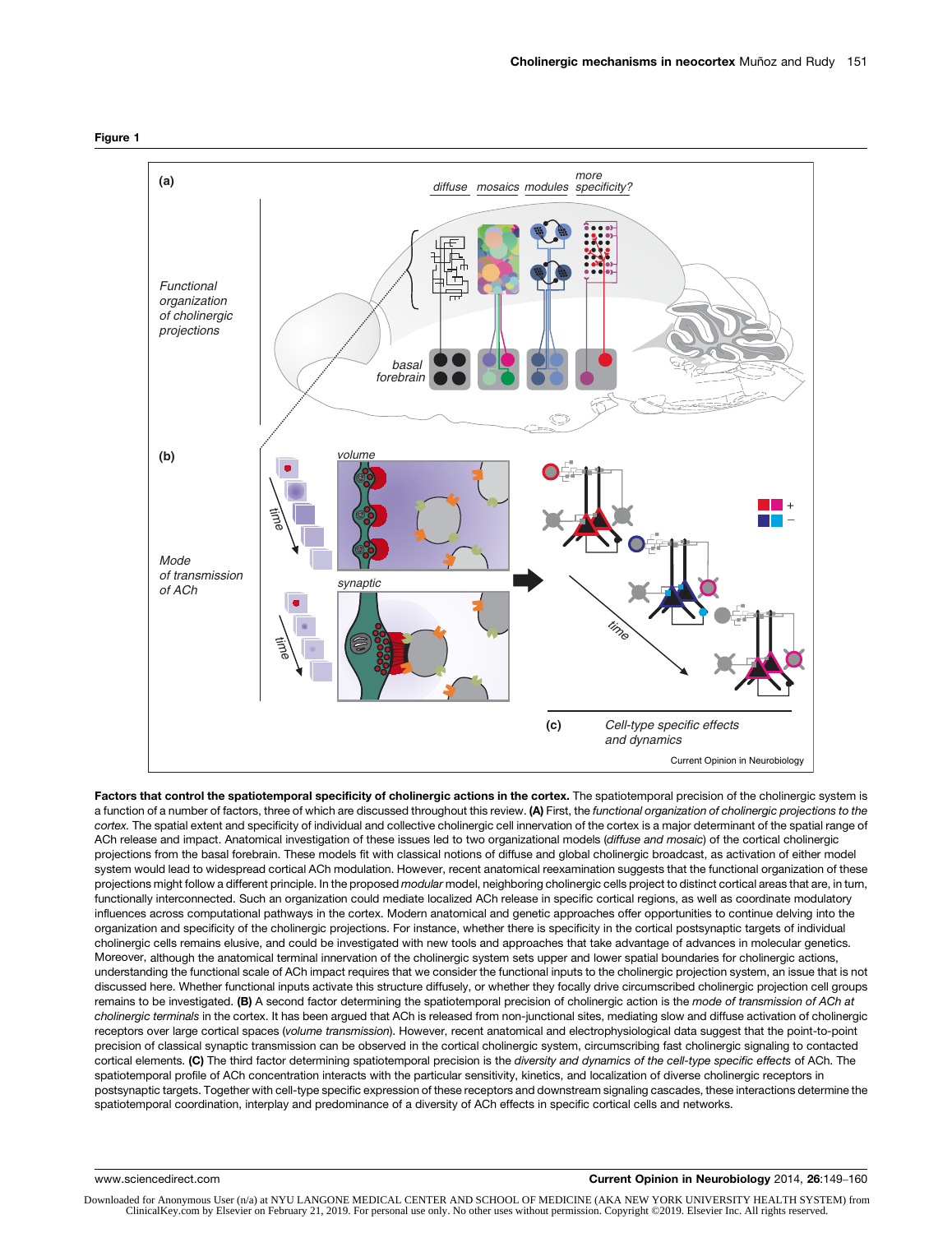Figure 1

(a)

diffuse mosaics modules more specificity?

Functional organization of cholinergic projections

basal forebrain

(b)

Mode of transmission of ACh

volume

time

synaptic

time

time

+

−

(c) Cell-type specific effects and dynamics

Current Opinion in Neurobiology

**Factors that control the spatiotemporal specificity of cholinergic actions in the cortex.** The spatiotemporal precision of the cholinergic system is a function of a number of factors, three of which are discussed throughout this review. **(A)** First, the *functional organization of cholinergic projections to the cortex*. The spatial extent and specificity of individual and collective cholinergic cell innervation of the cortex is a major determinant of the spatial range of ACh release and impact. Anatomical investigation of these issues led to two organizational models (*diffuse and mosaic*) of the cortical cholinergic projections from the basal forebrain. These models fit with classical notions of diffuse and global cholinergic broadcast, as activation of either model system would lead to widespread cortical ACh modulation. However, recent anatomical reexamination suggests that the functional organization of these projections might follow a different principle. In the proposed *modular* model, neighboring cholinergic cells project to distinct cortical areas that are, in turn, functionally interconnected. Such an organization could mediate localized ACh release in specific cortical regions, as well as coordinate modulatory influences across computational pathways in the cortex. Modern anatomical and genetic approaches offer opportunities to continue delving into the organization and specificity of the cholinergic projections. For instance, whether there is specificity in the cortical postsynaptic targets of individual cholinergic cells remains elusive, and could be investigated with new tools and approaches that take advantage of advances in molecular genetics. Moreover, although the anatomical terminal innervation of the cholinergic system sets upper and lower spatial boundaries for cholinergic actions, understanding the functional scale of ACh impact requires that we consider the functional inputs to the cholinergic projection system, an issue that is not discussed here. Whether functional inputs activate this structure diffusely, or whether they focally drive circumscribed cholinergic projection cell groups remains to be investigated. **(B)** A second factor determining the spatiotemporal precision of cholinergic action is the *mode of transmission of ACh at cholinergic terminals* in the cortex. It has been argued that ACh is released from non-junctional sites, mediating slow and diffuse activation of cholinergic receptors over large cortical spaces (*volume transmission*). However, recent anatomical and electrophysiological data suggest that the point-to-point precision of classical synaptic transmission can be observed in the cortical cholinergic system, circumscribing fast cholinergic signaling to contacted cortical elements. **(C)** The third factor determining spatiotemporal precision is the *diversity and dynamics of the cell-type specific effects* of ACh. The spatiotemporal profile of ACh concentration interacts with the particular sensitivity, kinetics, and localization of diverse cholinergic receptors in postsynaptic targets. Together with cell-type specific expression of these receptors and downstream signaling cascades, these interactions determine the spatiotemporal coordination, interplay and predominance of a diversity of ACh effects in specific cortical cells and networks.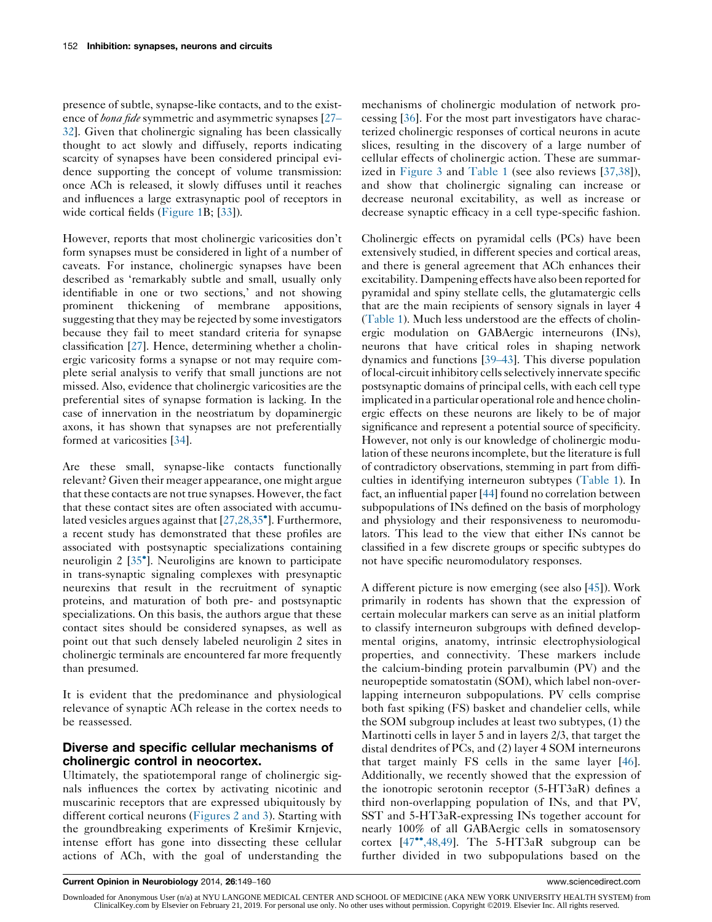presence of subtle, synapse-like contacts, and to the existence of *bona fide* symmetric and asymmetric synapses [27–32]. Given that cholinergic signaling has been classically thought to act slowly and diffusely, reports indicating scarcity of synapses have been considered principal evidence supporting the concept of volume transmission: once ACh is released, it slowly diffuses until it reaches and influences a large extrasynaptic pool of receptors in wide cortical fields (Figure 1B; [33]).

However, reports that most cholinergic varicosities don't form synapses must be considered in light of a number of caveats. For instance, cholinergic synapses have been described as 'remarkably subtle and small, usually only identifiable in one or two sections,' and not showing prominent thickening of membrane appositions, suggesting that they may be rejected by some investigators because they fail to meet standard criteria for synapse classification [27]. Hence, determining whether a cholinergic varicosity forms a synapse or not may require complete serial analysis to verify that small junctions are not missed. Also, evidence that cholinergic varicosities are the preferential sites of synapse formation is lacking. In the case of innervation in the neostriatum by dopaminergic axons, it has shown that synapses are not preferentially formed at varicosities [34].

Are these small, synapse-like contacts functionally relevant? Given their meager appearance, one might argue that these contacts are not true synapses. However, the fact that these contact sites are often associated with accumulated vesicles argues against that [27,28,35•]. Furthermore, a recent study has demonstrated that these profiles are associated with postsynaptic specializations containing neuroligin 2 [35•]. Neuroligins are known to participate in trans-synaptic signaling complexes with presynaptic neurexins that result in the recruitment of synaptic proteins, and maturation of both pre- and postsynaptic specializations. On this basis, the authors argue that these contact sites should be considered synapses, as well as point out that such densely labeled neuroligin 2 sites in cholinergic terminals are encountered far more frequently than presumed.

It is evident that the predominance and physiological relevance of synaptic ACh release in the cortex needs to be reassessed.

## Diverse and specific cellular mechanisms of cholinergic control in neocortex.

Ultimately, the spatiotemporal range of cholinergic signals influences the cortex by activating nicotinic and muscarinic receptors that are expressed ubiquitously by different cortical neurons (Figures 2 and 3). Starting with the groundbreaking experiments of Krešimir Krnjevic, intense effort has gone into dissecting these cellular actions of ACh, with the goal of understanding the mechanisms of cholinergic modulation of network processing [36]. For the most part investigators have characterized cholinergic responses of cortical neurons in acute slices, resulting in the discovery of a large number of cellular effects of cholinergic action. These are summarized in Figure 3 and Table 1 (see also reviews [37,38]), and show that cholinergic signaling can increase or decrease neuronal excitability, as well as increase or decrease synaptic efficacy in a cell type-specific fashion.

Cholinergic effects on pyramidal cells (PCs) have been extensively studied, in different species and cortical areas, and there is general agreement that ACh enhances their excitability. Dampening effects have also been reported for pyramidal and spiny stellate cells, the glutamatergic cells that are the main recipients of sensory signals in layer 4 (Table 1). Much less understood are the effects of cholinergic modulation on GABAergic interneurons (INs), neurons that have critical roles in shaping network dynamics and functions [39–43]. This diverse population of local-circuit inhibitory cells selectively innervate specific postsynaptic domains of principal cells, with each cell type implicated in a particular operational role and hence cholinergic effects on these neurons are likely to be of major significance and represent a potential source of specificity. However, not only is our knowledge of cholinergic modulation of these neurons incomplete, but the literature is full of contradictory observations, stemming in part from difficulties in identifying interneuron subtypes (Table 1). In fact, an influential paper [44] found no correlation between subpopulations of INs defined on the basis of morphology and physiology and their responsiveness to neuromodulators. This lead to the view that either INs cannot be classified in a few discrete groups or specific subtypes do not have specific neuromodulatory responses.

A different picture is now emerging (see also [45]). Work primarily in rodents has shown that the expression of certain molecular markers can serve as an initial platform to classify interneuron subgroups with defined developmental origins, anatomy, intrinsic electrophysiological properties, and connectivity. These markers include the calcium-binding protein parvalbumin (PV) and the neuropeptide somatostatin (SOM), which label non-overlapping interneuron subpopulations. PV cells comprise both fast spiking (FS) basket and chandelier cells, while the SOM subgroup includes at least two subtypes, (1) the Martinotti cells in layer 5 and in layers 2/3, that target the distal dendrites of PCs, and (2) layer 4 SOM interneurons that target mainly FS cells in the same layer [46]. Additionally, we recently showed that the expression of the ionotropic serotonin receptor (5-HT3aR) defines a third non-overlapping population of INs, and that PV, SST and 5-HT3aR-expressing INs together account for nearly 100% of all GABAergic cells in somatosensory cortex [47••,48,49]. The 5-HT3aR subgroup can be further divided in two subpopulations based on the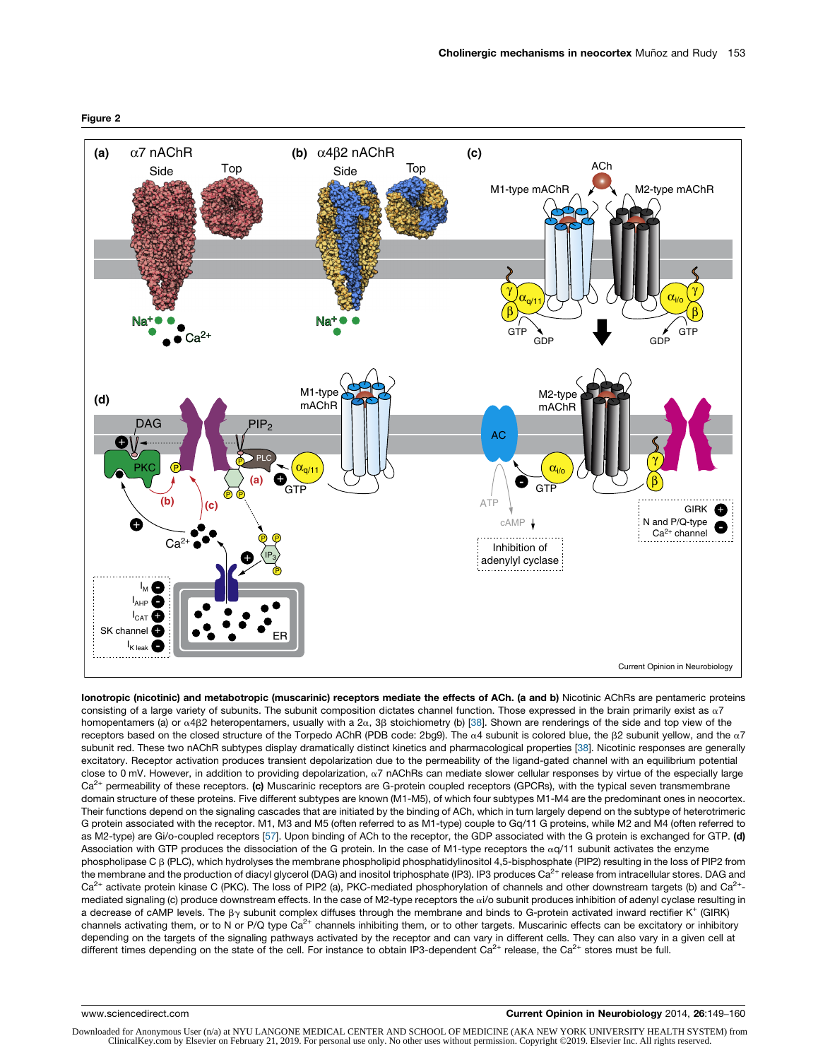**Figure 2**

**Ionotropic (nicotinic) and metabotropic (muscarinic) receptors mediate the effects of ACh. (a and b)** Nicotinic AChRs are pentameric proteins consisting of a large variety of subunits. The subunit composition dictates channel function. Those expressed in the brain primarily exist as α7 homopentamers (a) or α4β2 heteropentamers, usually with a 2α, 3β stoichiometry (b) [38]. Shown are renderings of the side and top view of the receptors based on the closed structure of the Torpedo AChR (PDB code: 2bg9). The α4 subunit is colored blue, the β2 subunit yellow, and the α7 subunit red. These two nAChR subtypes display dramatically distinct kinetics and pharmacological properties [38]. Nicotinic responses are generally excitatory. Receptor activation produces transient depolarization due to the permeability of the ligand-gated channel with an equilibrium potential close to 0 mV. However, in addition to providing depolarization, α7 nAChRs can mediate slower cellular responses by virtue of the especially large $Ca^{2+}$ permeability of these receptors. **(c)** Muscarinic receptors are G-protein coupled receptors (GPCRs), with the typical seven transmembrane domain structure of these proteins. Five different subtypes are known (M1-M5), of which four subtypes M1-M4 are the predominant ones in neocortex. Their functions depend on the signaling cascades that are initiated by the binding of ACh, which in turn largely depend on the subtype of heterotrimeric G protein associated with the receptor. M1, M3 and M5 (often referred to as M1-type) couple to Gq/11 G proteins, while M2 and M4 (often referred to as M2-type) are Gi/o-coupled receptors [57]. Upon binding of ACh to the receptor, the GDP associated with the G protein is exchanged for GTP. **(d)** Association with GTP produces the dissociation of the G protein. In the case of M1-type receptors the αq/11 subunit activates the enzyme phospholipase C β (PLC), which hydrolyses the membrane phospholipid phosphatidylinositol 4,5-bisphosphate (PIP2) resulting in the loss of PIP2 from the membrane and the production of diacyl glycerol (DAG) and inositol triphosphate (IP3). IP3 produces $Ca^{2+}$ release from intracellular stores. DAG and $Ca^{2+}$ activate protein kinase C (PKC). The loss of PIP2 (a), PKC-mediated phosphorylation of channels and other downstream targets (b) and $Ca^{2+}$-mediated signaling (c) produce downstream effects. In the case of M2-type receptors the αi/o subunit produces inhibition of adenyl cyclase resulting in a decrease of cAMP levels. The βγ subunit complex diffuses through the membrane and binds to G-protein activated inward rectifier $K^+$ (GIRK) channels activating them, or to N or P/Q type $Ca^{2+}$ channels inhibiting them, or to other targets. Muscarinic effects can be excitatory or inhibitory depending on the targets of the signaling pathways activated by the receptor and can vary in different cells. They can also vary in a given cell at different times depending on the state of the cell. For instance to obtain IP3-dependent $Ca^{2+}$ release, the $Ca^{2+}$ stores must be full.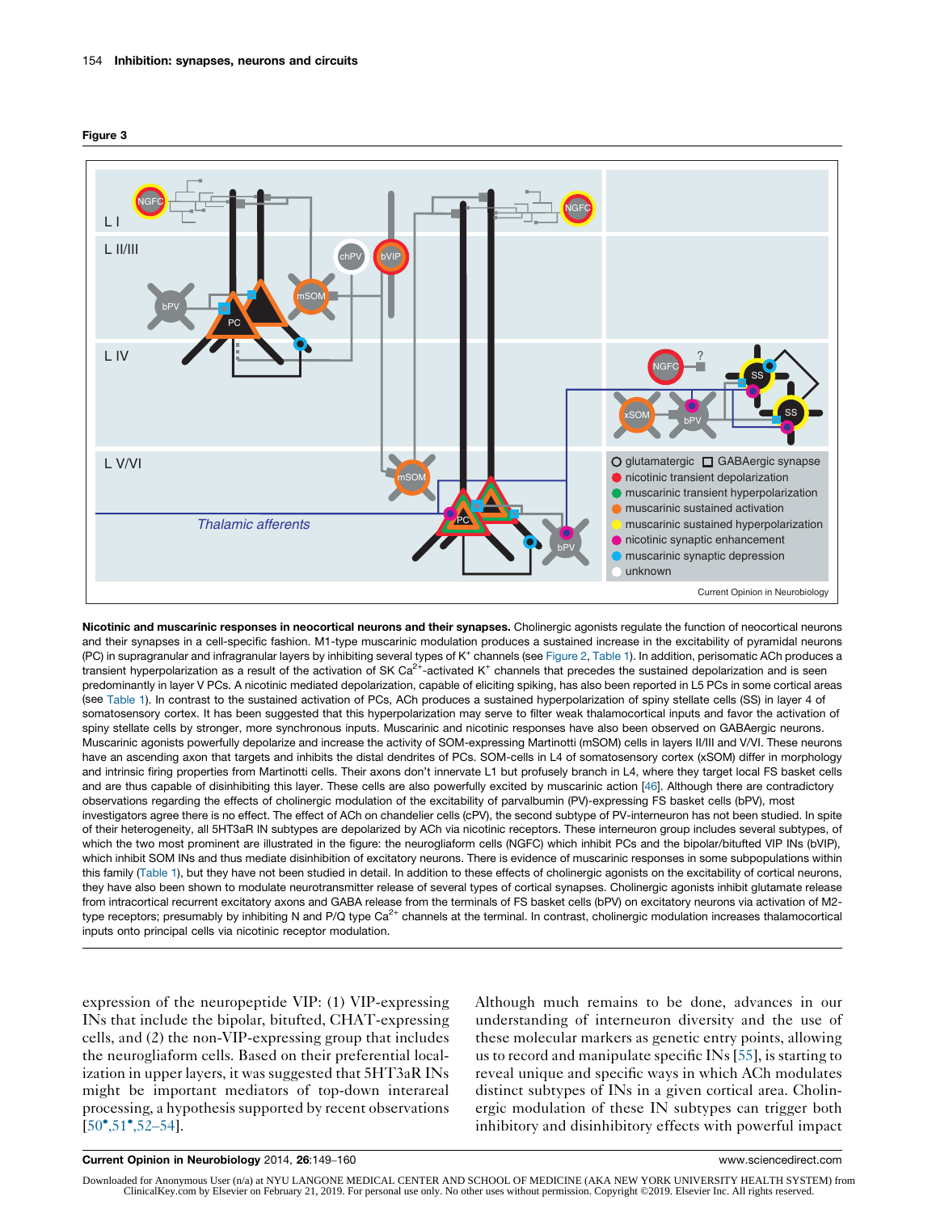**Figure 3**

**Nicotinic and muscarinic responses in neocortical neurons and their synapses.** Cholinergic agonists regulate the function of neocortical neurons and their synapses in a cell-specific fashion. M1-type muscarinic modulation produces a sustained increase in the excitability of pyramidal neurons (PC) in supragranular and infragranular layers by inhibiting several types of $K^+$ channels (see Figure 2, Table 1). In addition, perisomatic ACh produces a transient hyperpolarization as a result of the activation of SK $Ca^{2+}$-activated $K^+$ channels that precedes the sustained depolarization and is seen predominantly in layer V PCs. A nicotinic mediated depolarization, capable of eliciting spiking, has also been reported in L5 PCs in some cortical areas (see Table 1). In contrast to the sustained activation of PCs, ACh produces a sustained hyperpolarization of spiny stellate cells (SS) in layer 4 of somatosensory cortex. It has been suggested that this hyperpolarization may serve to filter weak thalamocortical inputs and favor the activation of spiny stellate cells by stronger, more synchronous inputs. Muscarinic and nicotinic responses have also been observed on GABAergic neurons. Muscarinic agonists powerfully depolarize and increase the activity of SOM-expressing Martinotti (mSOM) cells in layers II/III and V/VI. These neurons have an ascending axon that targets and inhibits the distal dendrites of PCs. SOM-cells in L4 of somatosensory cortex (xSOM) differ in morphology and intrinsic firing properties from Martinotti cells. Their axons don't innervate L1 but profusely branch in L4, where they target local FS basket cells and are thus capable of disinhibiting this layer. These cells are also powerfully excited by muscarinic action [46]. Although there are contradictory observations regarding the effects of cholinergic modulation of the excitability of parvalbumin (PV)-expressing FS basket cells (bPV), most investigators agree there is no effect. The effect of ACh on chandelier cells (cPV), the second subtype of PV-interneuron has not been studied. In spite of their heterogeneity, all 5HT3aR IN subtypes are depolarized by ACh via nicotinic receptors. These interneuron group includes several subtypes, of which the two most prominent are illustrated in the figure: the neurogliaform cells (NGFC) which inhibit PCs and the bipolar/bitufted VIP INs (bVIP), which inhibit SOM INs and thus mediate disinhibition of excitatory neurons. There is evidence of muscarinic responses in some subpopulations within this family (Table 1), but they have not been studied in detail. In addition to these effects of cholinergic agonists on the excitability of cortical neurons, they have also been shown to modulate neurotransmitter release of several types of cortical synapses. Cholinergic agonists inhibit glutamate release from intracortical recurrent excitatory axons and GABA release from the terminals of FS basket cells (bPV) on excitatory neurons via activation of M2-type receptors; presumably by inhibiting N and P/Q type $Ca^{2+}$ channels at the terminal. In contrast, cholinergic modulation increases thalamocortical inputs onto principal cells via nicotinic receptor modulation.

expression of the neuropeptide VIP: (1) VIP-expressing INs that include the bipolar, bitufted, CHAT-expressing cells, and (2) the non-VIP-expressing group that includes the neurogliaform cells. Based on their preferential localization in upper layers, it was suggested that 5HT3aR INs might be important mediators of top-down interareal processing, a hypothesis supported by recent observations [50•,51•,52–54].

Although much remains to be done, advances in our understanding of interneuron diversity and the use of these molecular markers as genetic entry points, allowing us to record and manipulate specific INs [55], is starting to reveal unique and specific ways in which ACh modulates distinct subtypes of INs in a given cortical area. Cholinergic modulation of these IN subtypes can trigger both inhibitory and disinhibitory effects with powerful impact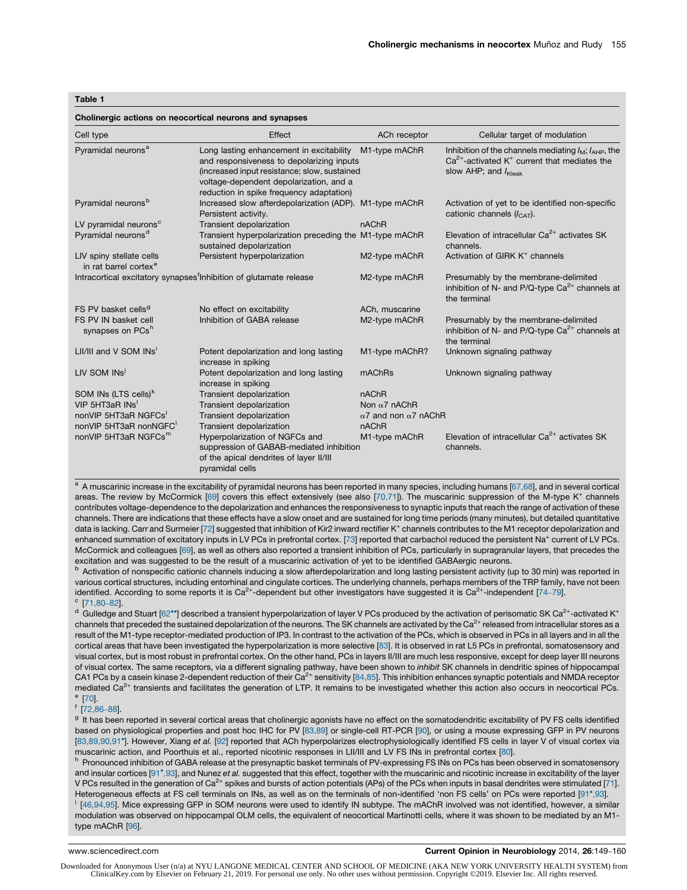**Table 1**

**Cholinergic actions on neocortical neurons and synapses**

| Cell type | Effect | ACh receptor | Cellular target of modulation |
|---|---|---|---|
| Pyramidal neurons[a] | Long lasting enhancement in excitability and responsiveness to depolarizing inputs (increased input resistance; slow, sustained voltage-dependent depolarization, and a reduction in spike frequency adaptation) | M1-type mAChR | Inhibition of the channels mediating $I_M$; $I_{AHP}$, the $Ca^{2+}$-activated $K^+$ current that mediates the slow AHP; and $I_{Kleak}$ |
| Pyramidal neurons[b] | Increased slow afterdepolarization (ADP). Persistent activity. | M1-type mAChR | Activation of yet to be identified non-specific cationic channels ($I_{CAT}$). |
| LV pyramidal neurons[c] | Transient depolarization | nAChR | |
| Pyramidal neurons[d] | Transient hyperpolarization preceding the sustained depolarization | M1-type mAChR | Elevation of intracellular $Ca^{2+}$ activates SK channels. |
| LIV spiny stellate cells in rat barrel cortex[e] | Persistent hyperpolarization | M2-type mAChR | Activation of GIRK $K^+$ channels |
| Intracortical excitatory synapses[f] | Inhibition of glutamate release | M2-type mAChR | Presumably by the membrane-delimited inhibition of N- and P/Q-type $Ca^{2+}$ channels at the terminal |
| FS PV basket cells[g] | No effect on excitability | ACh, muscarine | |
| FS PV IN basket cell synapses on PCs[h] | Inhibition of GABA release | M2-type mAChR | Presumably by the membrane-delimited inhibition of N- and P/Q-type $Ca^{2+}$ channels at the terminal |
| LII/III and V SOM INs[i] | Potent depolarization and long lasting increase in spiking | M1-type mAChR? | Unknown signaling pathway |
| LIV SOM INs[j] | Potent depolarization and long lasting increase in spiking | mAChRs | Unknown signaling pathway |
| SOM INs (LTS cells)[k] | Transient depolarization | nAChR | |
| VIP 5HT3aR INs[l] | Transient depolarization | Non α7 nAChR | |
| nonVIP 5HT3aR NGFCs[l] | Transient depolarization | α7 and non α7 nAChR | |
| nonVIP 5HT3aR nonNGFC[l] | Transient depolarization | nAChR | |
| nonVIP 5HT3aR NGFCs[m] | Hyperpolarization of NGFCs and suppression of GABAB-mediated inhibition of the apical dendrites of layer II/III pyramidal cells | M1-type mAChR | Elevation of intracellular $Ca^{2+}$ activates SK channels. |

[a] A muscarinic increase in the excitability of pyramidal neurons has been reported in many species, including humans [67,68], and in several cortical areas. The review by McCormick [69] covers this effect extensively (see also [70,71]). The muscarinic suppression of the M-type $K^+$ channels contributes voltage-dependence to the depolarization and enhances the responsiveness to synaptic inputs that reach the range of activation of these channels. There are indications that these effects have a slow onset and are sustained for long time periods (many minutes), but detailed quantitative data is lacking. Carr and Surmeier [72] suggested that inhibition of Kir2 inward rectifier $K^+$ channels contributes to the M1 receptor depolarization and enhanced summation of excitatory inputs in LV PCs in prefrontal cortex. [73] reported that carbachol reduced the persistent $Na^+$ current of LV PCs. McCormick and colleagues [69], as well as others also reported a transient inhibition of PCs, particularly in supragranular layers, that precedes the excitation and was suggested to be the result of a muscarinic activation of yet to be identified GABAergic neurons.

[b] Activation of nonspecific cationic channels inducing a slow afterdepolarization and long lasting persistent activity (up to 30 min) was reported in various cortical structures, including entorhinal and cingulate cortices. The underlying channels, perhaps members of the TRP family, have not been identified. According to some reports it is $Ca^{2+}$-dependent but other investigators have suggested it is $Ca^{2+}$-independent [74–79].

[c] [71,80–82].

[d] Gulledge and Stuart [62••] described a transient hyperpolarization of layer V PCs produced by the activation of perisomatic SK $Ca^{2+}$-activated $K^+$ channels that preceded the sustained depolarization of the neurons. The SK channels are activated by the $Ca^{2+}$ released from intracellular stores as a result of the M1-type receptor-mediated production of IP3. In contrast to the activation of the PCs, which is observed in PCs in all layers and in all the cortical areas that have been investigated the hyperpolarization is more selective [83]. It is observed in rat L5 PCs in prefrontal, somatosensory and visual cortex, but is most robust in prefrontal cortex. On the other hand, PCs in layers II/III are much less responsive, except for deep layer III neurons of visual cortex. The same receptors, via a different signaling pathway, have been shown to *inhibit* SK channels in dendritic spines of hippocampal CA1 PCs by a casein kinase 2-dependent reduction of their $Ca^{2+}$ sensitivity [84,85]. This inhibition enhances synaptic potentials and NMDA receptor mediated $Ca^{2+}$ transients and facilitates the generation of LTP. It remains to be investigated whether this action also occurs in neocortical PCs.

[e] [70].

[f] [72,86–88].

[g] It has been reported in several cortical areas that cholinergic agonists have no effect on the somatodendritic excitability of PV FS cells identified based on physiological properties and post hoc IHC for PV [83,89] or single-cell RT-PCR [90], or using a mouse expressing GFP in PV neurons [83,89,90,91•]. However, Xiang *et al.* [92] reported that ACh hyperpolarizes electrophysiologically identified FS cells in layer V of visual cortex via muscarinic action, and Poorthuis et al., reported nicotinic responses in LII/III and LV FS INs in prefrontal cortex [80].

[h] Pronounced inhibition of GABA release at the presynaptic basket terminals of PV-expressing FS INs on PCs has been observed in somatosensory and insular cortices [91•,93], and Nunez *et al.* suggested that this effect, together with the muscarinic and nicotinic increase in excitability of the layer V PCs resulted in the generation of $Ca^{2+}$ spikes and bursts of action potentials (APs) of the PCs when inputs in basal dendrites were stimulated [71]. Heterogeneous effects at FS cell terminals on INs, as well as on the terminals of non-identified 'non FS cells' on PCs were reported [91•,93].

[i] [46,94,95]. Mice expressing GFP in SOM neurons were used to identify IN subtype. The mAChR involved was not identified, however, a similar modulation was observed on hippocampal OLM cells, the equivalent of neocortical Martinotti cells, where it was shown to be mediated by an M1-type mAChR [96].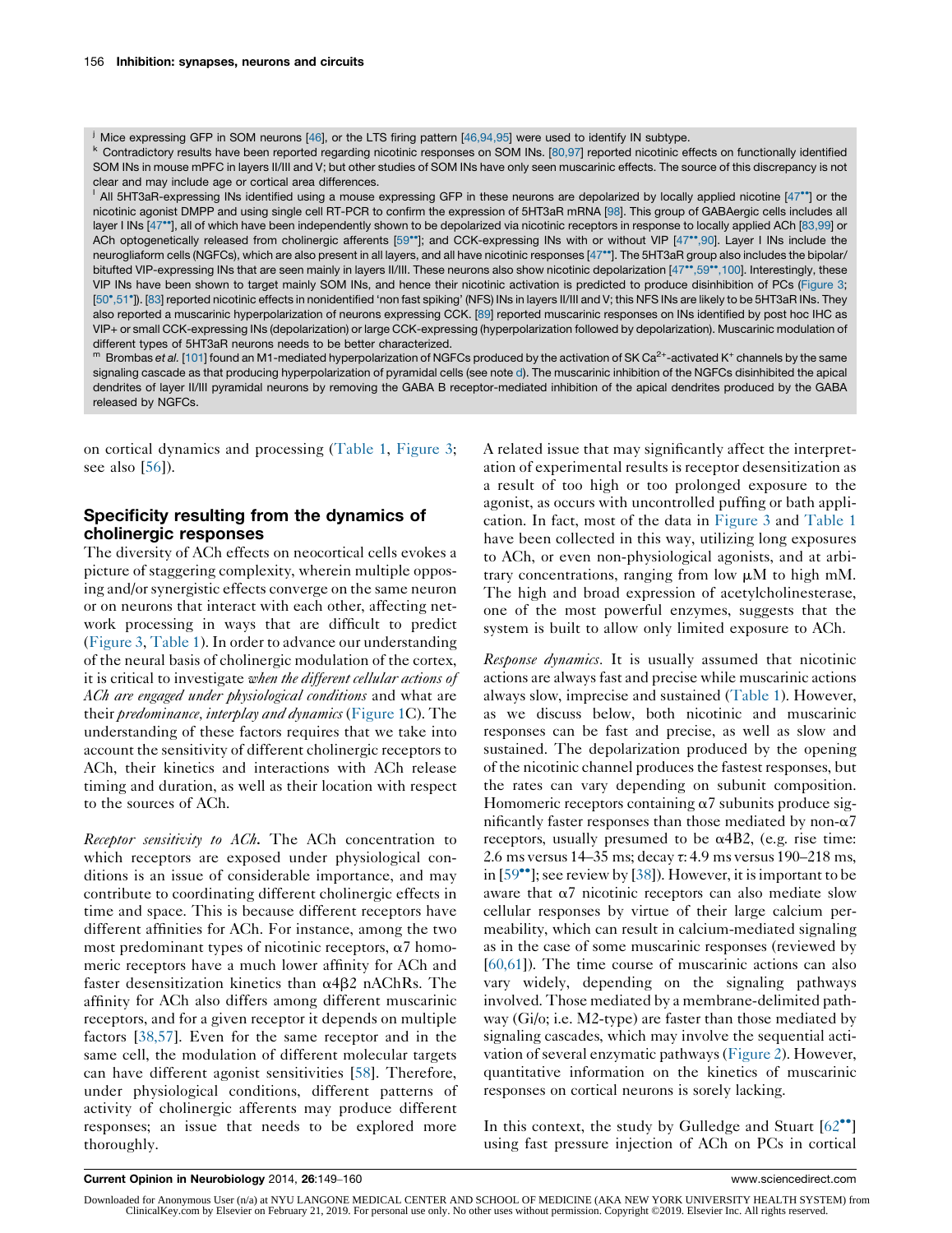[j] Mice expressing GFP in SOM neurons [46], or the LTS firing pattern [46,94,95] were used to identify IN subtype.
[k] Contradictory results have been reported regarding nicotinic responses on SOM INs. [80,97] reported nicotinic effects on functionally identified SOM INs in mouse mPFC in layers II/III and V; but other studies of SOM INs have only seen muscarinic effects. The source of this discrepancy is not clear and may include age or cortical area differences.
[l] All 5HT3aR-expressing INs identified using a mouse expressing GFP in these neurons are depolarized by locally applied nicotine [47••] or the nicotinic agonist DMPP and using single cell RT-PCR to confirm the expression of 5HT3aR mRNA [98]. This group of GABAergic cells includes all layer I INs [47••], all of which have been independently shown to be depolarized via nicotinic receptors in response to locally applied ACh [83,99] or ACh optogenetically released from cholinergic afferents [59••]; and CCK-expressing INs with or without VIP [47••,90]. Layer I INs include the neurogliaform cells (NGFCs), which are also present in all layers, and all have nicotinic responses [47••]. The 5HT3aR group also includes the bipolar/bitufted VIP-expressing INs that are seen mainly in layers II/III. These neurons also show nicotinic depolarization [47••,59••,100]. Interestingly, these VIP INs have been shown to target mainly SOM INs, and hence their nicotinic activation is predicted to produce disinhibition of PCs (Figure 3; [50•,51•]). [83] reported nicotinic effects in nonidentified 'non fast spiking' (NFS) INs in layers II/III and V; this NFS INs are likely to be 5HT3aR INs. They also reported a muscarinic hyperpolarization of neurons expressing CCK. [89] reported muscarinic responses on INs identified by post hoc IHC as VIP+ or small CCK-expressing INs (depolarization) or large CCK-expressing (hyperpolarization followed by depolarization). Muscarinic modulation of different types of 5HT3aR neurons needs to be better characterized.
[m] Brombas *et al.* [101] found an M1-mediated hyperpolarization of NGFCs produced by the activation of SK $Ca^{2+}$-activated $K^{+}$ channels by the same signaling cascade as that producing hyperpolarization of pyramidal cells (see note d). The muscarinic inhibition of the NGFCs disinhibited the apical dendrites of layer II/III pyramidal neurons by removing the GABA B receptor-mediated inhibition of the apical dendrites produced by the GABA released by NGFCs.

on cortical dynamics and processing (Table 1, Figure 3; see also [56]).

## Specificity resulting from the dynamics of cholinergic responses

The diversity of ACh effects on neocortical cells evokes a picture of staggering complexity, wherein multiple opposing and/or synergistic effects converge on the same neuron or on neurons that interact with each other, affecting network processing in ways that are difficult to predict (Figure 3, Table 1). In order to advance our understanding of the neural basis of cholinergic modulation of the cortex, it is critical to investigate *when the different cellular actions of ACh are engaged under physiological conditions* and what are their *predominance, interplay and dynamics* (Figure 1C). The understanding of these factors requires that we take into account the sensitivity of different cholinergic receptors to ACh, their kinetics and interactions with ACh release timing and duration, as well as their location with respect to the sources of ACh.

*Receptor sensitivity to ACh.* The ACh concentration to which receptors are exposed under physiological conditions is an issue of considerable importance, and may contribute to coordinating different cholinergic effects in time and space. This is because different receptors have different affinities for ACh. For instance, among the two most predominant types of nicotinic receptors, α7 homomeric receptors have a much lower affinity for ACh and faster desensitization kinetics than α4β2 nAChRs. The affinity for ACh also differs among different muscarinic receptors, and for a given receptor it depends on multiple factors [38,57]. Even for the same receptor and in the same cell, the modulation of different molecular targets can have different agonist sensitivities [58]. Therefore, under physiological conditions, different patterns of activity of cholinergic afferents may produce different responses; an issue that needs to be explored more thoroughly.

A related issue that may significantly affect the interpretation of experimental results is receptor desensitization as a result of too high or too prolonged exposure to the agonist, as occurs with uncontrolled puffing or bath application. In fact, most of the data in Figure 3 and Table 1 have been collected in this way, utilizing long exposures to ACh, or even non-physiological agonists, and at arbitrary concentrations, ranging from low μM to high mM. The high and broad expression of acetylcholinesterase, one of the most powerful enzymes, suggests that the system is built to allow only limited exposure to ACh.

*Response dynamics.* It is usually assumed that nicotinic actions are always fast and precise while muscarinic actions always slow, imprecise and sustained (Table 1). However, as we discuss below, both nicotinic and muscarinic responses can be fast and precise, as well as slow and sustained. The depolarization produced by the opening of the nicotinic channel produces the fastest responses, but the rates can vary depending on subunit composition. Homomeric receptors containing α7 subunits produce significantly faster responses than those mediated by non-α7 receptors, usually presumed to be α4B2, (e.g. rise time: 2.6 ms versus 14–35 ms; decay τ: 4.9 ms versus 190–218 ms, in [59••]; see review by [38]). However, it is important to be aware that α7 nicotinic receptors can also mediate slow cellular responses by virtue of their large calcium permeability, which can result in calcium-mediated signaling as in the case of some muscarinic responses (reviewed by [60,61]). The time course of muscarinic actions can also vary widely, depending on the signaling pathways involved. Those mediated by a membrane-delimited pathway (Gi/o; i.e. M2-type) are faster than those mediated by signaling cascades, which may involve the sequential activation of several enzymatic pathways (Figure 2). However, quantitative information on the kinetics of muscarinic responses on cortical neurons is sorely lacking.

In this context, the study by Gulledge and Stuart [62••] using fast pressure injection of ACh on PCs in cortical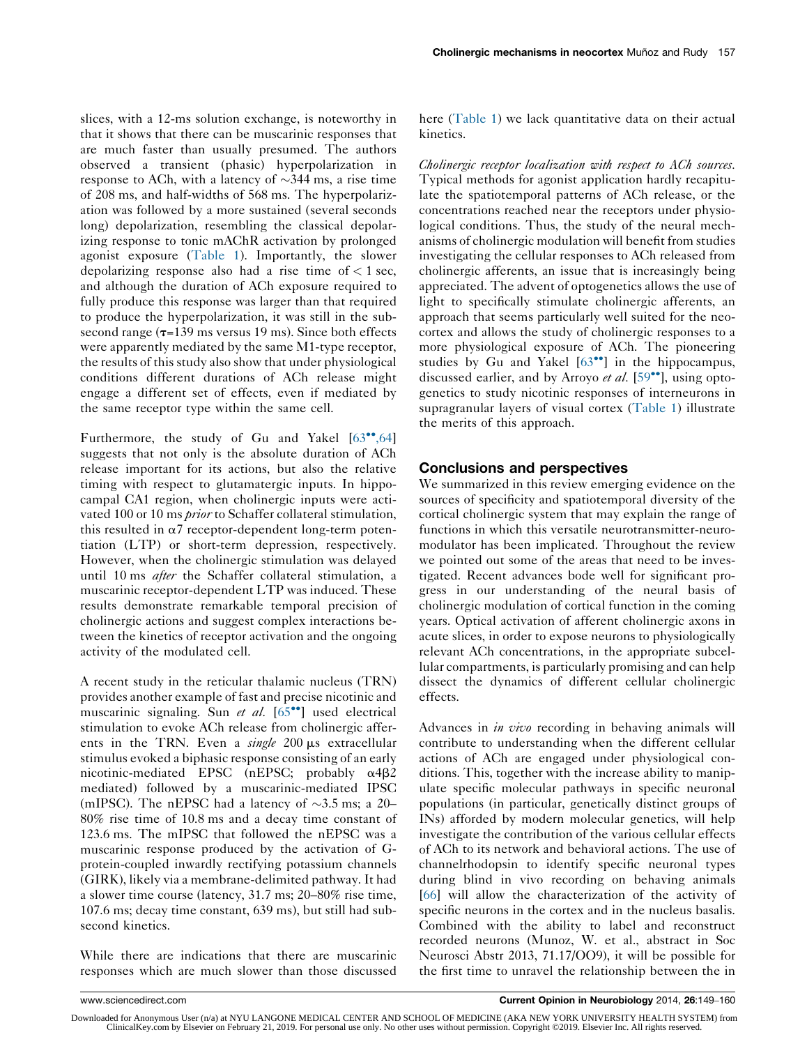slices, with a 12-ms solution exchange, is noteworthy in that it shows that there can be muscarinic responses that are much faster than usually presumed. The authors observed a transient (phasic) hyperpolarization in response to ACh, with a latency of ~344 ms, a rise time of 208 ms, and half-widths of 568 ms. The hyperpolarization was followed by a more sustained (several seconds long) depolarization, resembling the classical depolarizing response to tonic mAChR activation by prolonged agonist exposure (Table 1). Importantly, the slower depolarizing response also had a rise time of < 1 sec, and although the duration of ACh exposure required to fully produce this response was larger than that required to produce the hyperpolarization, it was still in the subsecond range ($\tau$=139 ms versus 19 ms). Since both effects were apparently mediated by the same M1-type receptor, the results of this study also show that under physiological conditions different durations of ACh release might engage a different set of effects, even if mediated by the same receptor type within the same cell.

Furthermore, the study of Gu and Yakel [63••,64] suggests that not only is the absolute duration of ACh release important for its actions, but also the relative timing with respect to glutamatergic inputs. In hippocampal CA1 region, when cholinergic inputs were activated 100 or 10 ms *prior* to Schaffer collateral stimulation, this resulted in $\alpha 7$ receptor-dependent long-term potentiation (LTP) or short-term depression, respectively. However, when the cholinergic stimulation was delayed until 10 ms *after* the Schaffer collateral stimulation, a muscarinic receptor-dependent LTP was induced. These results demonstrate remarkable temporal precision of cholinergic actions and suggest complex interactions between the kinetics of receptor activation and the ongoing activity of the modulated cell.

A recent study in the reticular thalamic nucleus (TRN) provides another example of fast and precise nicotinic and muscarinic signaling. Sun *et al.* [65••] used electrical stimulation to evoke ACh release from cholinergic afferents in the TRN. Even a *single* 200 μs extracellular stimulus evoked a biphasic response consisting of an early nicotinic-mediated EPSC (nEPSC; probably $\alpha 4\beta 2$ mediated) followed by a muscarinic-mediated IPSC (mIPSC). The nEPSC had a latency of ~3.5 ms; a 20–80% rise time of 10.8 ms and a decay time constant of 123.6 ms. The mIPSC that followed the nEPSC was a muscarinic response produced by the activation of G-protein-coupled inwardly rectifying potassium channels (GIRK), likely via a membrane-delimited pathway. It had a slower time course (latency, 31.7 ms; 20–80% rise time, 107.6 ms; decay time constant, 639 ms), but still had subsecond kinetics.

While there are indications that there are muscarinic responses which are much slower than those discussed here (Table 1) we lack quantitative data on their actual kinetics.

*Cholinergic receptor localization with respect to ACh sources.* Typical methods for agonist application hardly recapitulate the spatiotemporal patterns of ACh release, or the concentrations reached near the receptors under physiological conditions. Thus, the study of the neural mechanisms of cholinergic modulation will benefit from studies investigating the cellular responses to ACh released from cholinergic afferents, an issue that is increasingly being appreciated. The advent of optogenetics allows the use of light to specifically stimulate cholinergic afferents, an approach that seems particularly well suited for the neocortex and allows the study of cholinergic responses to a more physiological exposure of ACh. The pioneering studies by Gu and Yakel [63••] in the hippocampus, discussed earlier, and by Arroyo *et al.* [59••], using optogenetics to study nicotinic responses of interneurons in supragranular layers of visual cortex (Table 1) illustrate the merits of this approach.

## Conclusions and perspectives

We summarized in this review emerging evidence on the sources of specificity and spatiotemporal diversity of the cortical cholinergic system that may explain the range of functions in which this versatile neurotransmitter-neuromodulator has been implicated. Throughout the review we pointed out some of the areas that need to be investigated. Recent advances bode well for significant progress in our understanding of the neural basis of cholinergic modulation of cortical function in the coming years. Optical activation of afferent cholinergic axons in acute slices, in order to expose neurons to physiologically relevant ACh concentrations, in the appropriate subcellular compartments, is particularly promising and can help dissect the dynamics of different cellular cholinergic effects.

Advances in *in vivo* recording in behaving animals will contribute to understanding when the different cellular actions of ACh are engaged under physiological conditions. This, together with the increase ability to manipulate specific molecular pathways in specific neuronal populations (in particular, genetically distinct groups of INs) afforded by modern molecular genetics, will help investigate the contribution of the various cellular effects of ACh to its network and behavioral actions. The use of channelrhodopsin to identify specific neuronal types during blind in vivo recording on behaving animals [66] will allow the characterization of the activity of specific neurons in the cortex and in the nucleus basalis. Combined with the ability to label and reconstruct recorded neurons (Munoz, W. et al., abstract in Soc Neurosci Abstr 2013, 71.17/OO9), it will be possible for the first time to unravel the relationship between the in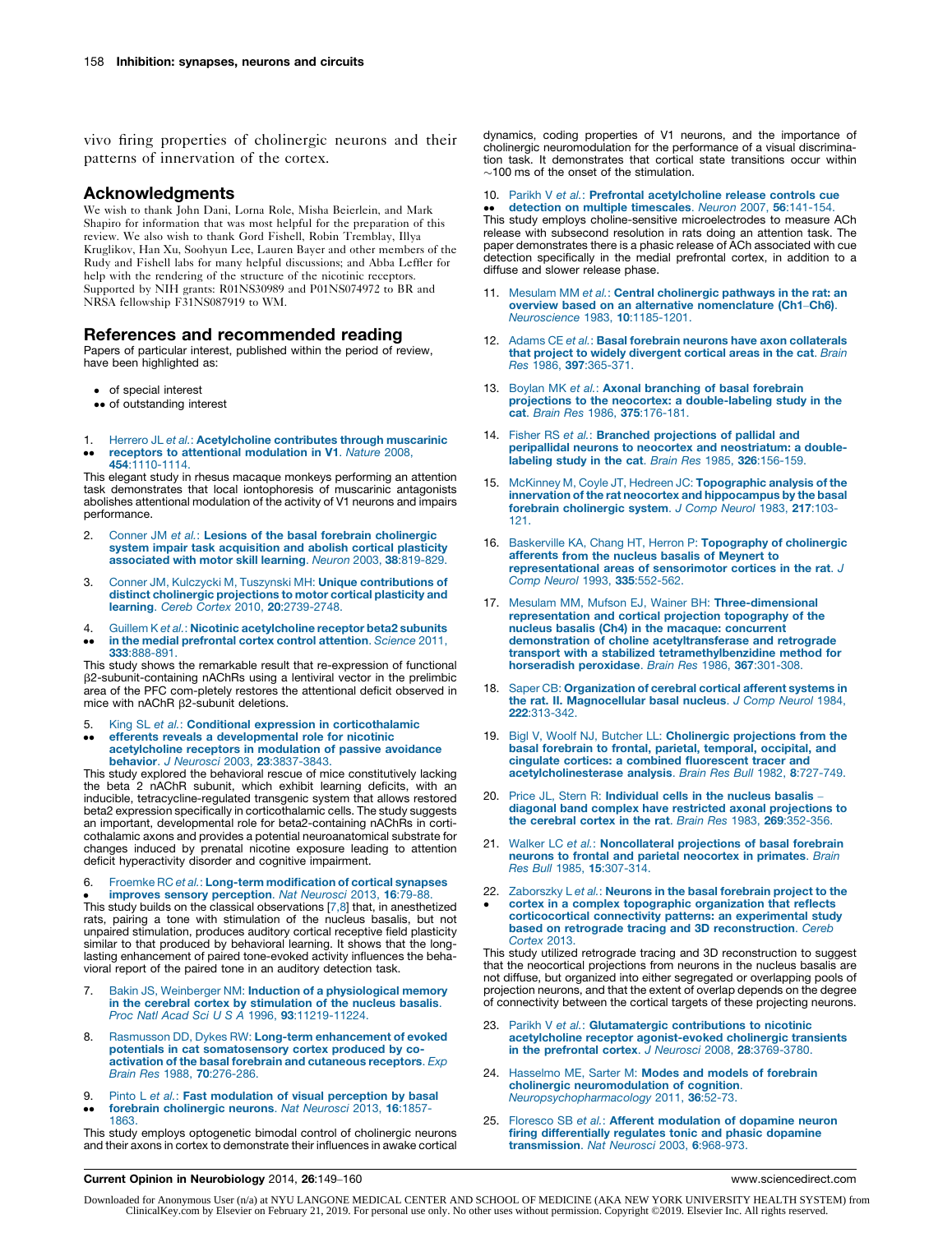vivo firing properties of cholinergic neurons and their patterns of innervation of the cortex.

## Acknowledgments

We wish to thank John Dani, Lorna Role, Misha Beierlein, and Mark Shapiro for information that was most helpful for the preparation of this review. We also wish to thank Gord Fishell, Robin Tremblay, Illya Kruglikov, Han Xu, Soohyun Lee, Lauren Bayer and other members of the Rudy and Fishell labs for many helpful discussions; and Abba Leffler for help with the rendering of the structure of the nicotinic receptors. Supported by NIH grants: R01NS30989 and P01NS074972 to BR and NRSA fellowship F31NS087919 to WM.

## References and recommended reading

Papers of particular interest, published within the period of review, have been highlighted as:

- • of special interest
- •• of outstanding interest

1. •• Herrero JL *et al.*: **Acetylcholine contributes through muscarinic receptors to attentional modulation in V1**. *Nature* 2008, **454**:1110-1114.
This elegant study in rhesus macaque monkeys performing an attention task demonstrates that local iontophoresis of muscarinic antagonists abolishes attentional modulation of the activity of V1 neurons and impairs performance.

2. Conner JM *et al.*: **Lesions of the basal forebrain cholinergic system impair task acquisition and abolish cortical plasticity associated with motor skill learning**. *Neuron* 2003, **38**:819-829.

3. Conner JM, Kulczycki M, Tuszynski MH: **Unique contributions of distinct cholinergic projections to motor cortical plasticity and learning**. *Cereb Cortex* 2010, **20**:2739-2748.

4. •• Guillem K *et al.*: **Nicotinic acetylcholine receptor beta2 subunits in the medial prefrontal cortex control attention**. *Science* 2011, **333**:888-891.
This study shows the remarkable result that re-expression of functional β2-subunit-containing nAChRs using a lentiviral vector in the prelimbic area of the PFC com-pletely restores the attentional deficit observed in mice with nAChR β2-subunit deletions.

5. •• King SL *et al.*: **Conditional expression in corticothalamic efferents reveals a developmental role for nicotinic acetylcholine receptors in modulation of passive avoidance behavior**. *J Neurosci* 2003, **23**:3837-3843.
This study explored the behavioral rescue of mice constitutively lacking the beta 2 nAChR subunit, which exhibit learning deficits, with an inducible, tetracycline-regulated transgenic system that allows restored beta2 expression specifically in corticothalamic cells. The study suggests an important, developmental role for beta2-containing nAChRs in corticothalamic axons and provides a potential neuroanatomical substrate for changes induced by prenatal nicotine exposure leading to attention deficit hyperactivity disorder and cognitive impairment.

6. • Froemke RC *et al.*: **Long-term modification of cortical synapses improves sensory perception**. *Nat Neurosci* 2013, **16**:79-88.
This study builds on the classical observations [7,8] that, in anesthetized rats, pairing a tone with stimulation of the nucleus basalis, but not unpaired stimulation, produces auditory cortical receptive field plasticity similar to that produced by behavioral learning. It shows that the long-lasting enhancement of paired tone-evoked activity influences the behavioral report of the paired tone in an auditory detection task.

7. Bakin JS, Weinberger NM: **Induction of a physiological memory in the cerebral cortex by stimulation of the nucleus basalis**. *Proc Natl Acad Sci U S A* 1996, **93**:11219-11224.

8. Rasmusson DD, Dykes RW: **Long-term enhancement of evoked potentials in cat somatosensory cortex produced by co-activation of the basal forebrain and cutaneous receptors**. *Exp Brain Res* 1988, **70**:276-286.

9. •• Pinto L *et al.*: **Fast modulation of visual perception by basal forebrain cholinergic neurons**. *Nat Neurosci* 2013, **16**:1857-1863.
This study employs optogenetic bimodal control of cholinergic neurons and their axons in cortex to demonstrate their influences in awake cortical dynamics, coding properties of V1 neurons, and the importance of cholinergic neuromodulation for the performance of a visual discrimination task. It demonstrates that cortical state transitions occur within ~100 ms of the onset of the stimulation.

10. •• Parikh V *et al.*: **Prefrontal acetylcholine release controls cue detection on multiple timescales**. *Neuron* 2007, **56**:141-154.
This study employs choline-sensitive microelectrodes to measure ACh release with subsecond resolution in rats doing an attention task. The paper demonstrates there is a phasic release of ACh associated with cue detection specifically in the medial prefrontal cortex, in addition to a diffuse and slower release phase.

11. Mesulam MM *et al.*: **Central cholinergic pathways in the rat: an overview based on an alternative nomenclature (Ch1–Ch6)**. *Neuroscience* 1983, **10**:1185-1201.

12. Adams CE *et al.*: **Basal forebrain neurons have axon collaterals that project to widely divergent cortical areas in the cat**. *Brain Res* 1986, **397**:365-371.

13. Boylan MK *et al.*: **Axonal branching of basal forebrain projections to the neocortex: a double-labeling study in the cat**. *Brain Res* 1986, **375**:176-181.

14. Fisher RS *et al.*: **Branched projections of pallidal and peripallidal neurons to neocortex and neostriatum: a double-labeling study in the cat**. *Brain Res* 1985, **326**:156-159.

15. McKinney M, Coyle JT, Hedreen JC: **Topographic analysis of the innervation of the rat neocortex and hippocampus by the basal forebrain cholinergic system**. *J Comp Neurol* 1983, **217**:103-121.

16. Baskerville KA, Chang HT, Herron P: **Topography of cholinergic afferents from the nucleus basalis of Meynert to representational areas of sensorimotor cortices in the rat**. *J Comp Neurol* 1993, **335**:552-562.

17. Mesulam MM, Mufson EJ, Wainer BH: **Three-dimensional representation and cortical projection topography of the nucleus basalis (Ch4) in the macaque: concurrent demonstration of choline acetyltransferase and retrograde transport with a stabilized tetramethylbenzidine method for horseradish peroxidase**. *Brain Res* 1986, **367**:301-308.

18. Saper CB: **Organization of cerebral cortical afferent systems in the rat. II. Magnocellular basal nucleus**. *J Comp Neurol* 1984, **222**:313-342.

19. Bigl V, Woolf NJ, Butcher LL: **Cholinergic projections from the basal forebrain to frontal, parietal, temporal, occipital, and cingulate cortices: a combined fluorescent tracer and acetylcholinesterase analysis**. *Brain Res Bull* 1982, **8**:727-749.

20. Price JL, Stern R: **Individual cells in the nucleus basalis – diagonal band complex have restricted axonal projections to the cerebral cortex in the rat**. *Brain Res* 1983, **269**:352-356.

21. Walker LC *et al.*: **Noncollateral projections of basal forebrain neurons to frontal and parietal neocortex in primates**. *Brain Res Bull* 1985, **15**:307-314.

22. • Zaborszky L *et al.*: **Neurons in the basal forebrain project to the cortex in a complex topographic organization that reflects corticocortical connectivity patterns: an experimental study based on retrograde tracing and 3D reconstruction**. *Cereb Cortex* 2013.
This study utilized retrograde tracing and 3D reconstruction to suggest that the neocortical projections from neurons in the nucleus basalis are not diffuse, but organized into either segregated or overlapping pools of projection neurons, and that the extent of overlap depends on the degree of connectivity between the cortical targets of these projecting neurons.

23. Parikh V *et al.*: **Glutamatergic contributions to nicotinic acetylcholine receptor agonist-evoked cholinergic transients in the prefrontal cortex**. *J Neurosci* 2008, **28**:3769-3780.

24. Hasselmo ME, Sarter M: **Modes and models of forebrain cholinergic neuromodulation of cognition**. *Neuropsychopharmacology* 2011, **36**:52-73.

25. Floresco SB *et al.*: **Afferent modulation of dopamine neuron firing differentially regulates tonic and phasic dopamine transmission**. *Nat Neurosci* 2003, **6**:968-973.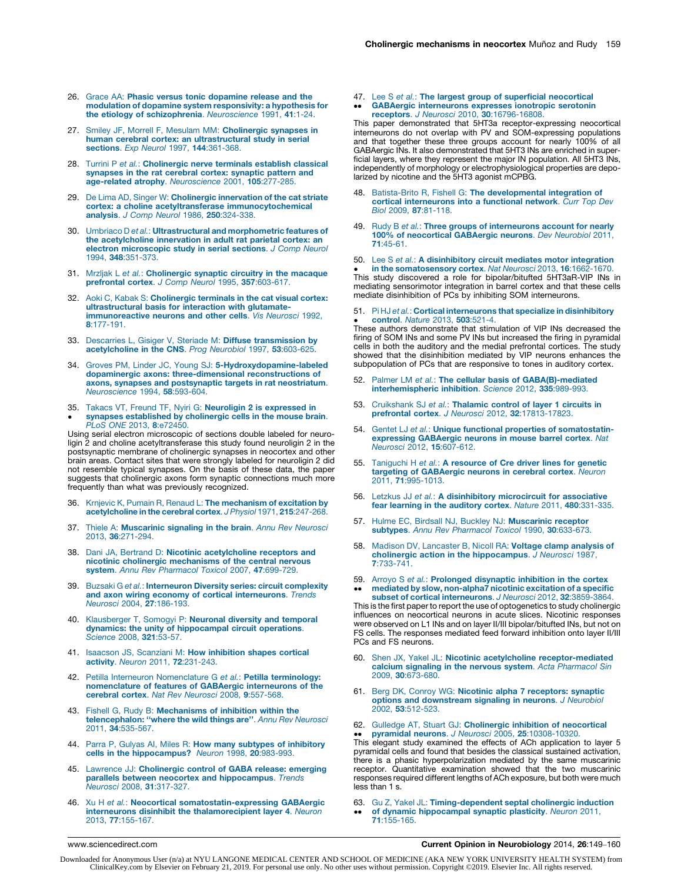26. Grace AA: **Phasic versus tonic dopamine release and the modulation of dopamine system responsivity: a hypothesis for the etiology of schizophrenia**. *Neuroscience* 1991, **41**:1-24.

27. Smiley JF, Morrell F, Mesulam MM: **Cholinergic synapses in human cerebral cortex: an ultrastructural study in serial sections**. *Exp Neurol* 1997, **144**:361-368.

28. Turrini P *et al.*: **Cholinergic nerve terminals establish classical synapses in the rat cerebral cortex: synaptic pattern and age-related atrophy**. *Neuroscience* 2001, **105**:277-285.

29. De Lima AD, Singer W: **Cholinergic innervation of the cat striate cortex: a choline acetyltransferase immunocytochemical analysis**. *J Comp Neurol* 1986, **250**:324-338.

30. Umbriaco D *et al.*: **Ultrastructural and morphometric features of the acetylcholine innervation in adult rat parietal cortex: an electron microscopic study in serial sections**. *J Comp Neurol* 1994, **348**:351-373.

31. Mrzljak L *et al.*: **Cholinergic synaptic circuitry in the macaque prefrontal cortex**. *J Comp Neurol* 1995, **357**:603-617.

32. Aoki C, Kabak S: **Cholinergic terminals in the cat visual cortex: ultrastructural basis for interaction with glutamate-immunoreactive neurons and other cells**. *Vis Neurosci* 1992, **8**:177-191.

33. Descarries L, Gisiger V, Steriade M: **Diffuse transmission by acetylcholine in the CNS**. *Prog Neurobiol* 1997, **53**:603-625.

34. Groves PM, Linder JC, Young SJ: **5-Hydroxydopamine-labeled dopaminergic axons: three-dimensional reconstructions of axons, synapses and postsynaptic targets in rat neostriatum**. *Neuroscience* 1994, **58**:593-604.

35. • Takacs VT, Freund TF, Nyiri G: **Neuroligin 2 is expressed in synapses established by cholinergic cells in the mouse brain**. *PLoS ONE* 2013, **8**:e72450.
Using serial electron microscopic of sections double labeled for neuroligin 2 and choline acetyltransferase this study found neuroligin 2 in the postsynaptic membrane of cholinergic synapses in neocortex and other brain areas. Contact sites that were strongly labeled for neuroligin 2 did not resemble typical synapses. On the basis of these data, the paper suggests that cholinergic axons form synaptic connections much more frequently than what was previously recognized.

36. Krnjevic K, Pumain R, Renaud L: **The mechanism of excitation by acetylcholine in the cerebral cortex**. *J Physiol* 1971, **215**:247-268.

37. Thiele A: **Muscarinic signaling in the brain**. *Annu Rev Neurosci* 2013, **36**:271-294.

38. Dani JA, Bertrand D: **Nicotinic acetylcholine receptors and nicotinic cholinergic mechanisms of the central nervous system**. *Annu Rev Pharmacol Toxicol* 2007, **47**:699-729.

39. Buzsaki G *et al.*: **Interneuron Diversity series: circuit complexity and axon wiring economy of cortical interneurons**. *Trends Neurosci* 2004, **27**:186-193.

40. Klausberger T, Somogyi P: **Neuronal diversity and temporal dynamics: the unity of hippocampal circuit operations**. *Science* 2008, **321**:53-57.

41. Isaacson JS, Scanziani M: **How inhibition shapes cortical activity**. *Neuron* 2011, **72**:231-243.

42. Petilla Interneuron Nomenclature G *et al.*: **Petilla terminology: nomenclature of features of GABAergic interneurons of the cerebral cortex**. *Nat Rev Neurosci* 2008, **9**:557-568.

43. Fishell G, Rudy B: **Mechanisms of inhibition within the telencephalon: "where the wild things are"**. *Annu Rev Neurosci* 2011, **34**:535-567.

44. Parra P, Gulyas AI, Miles R: **How many subtypes of inhibitory cells in the hippocampus?** *Neuron* 1998, **20**:983-993.

45. Lawrence JJ: **Cholinergic control of GABA release: emerging parallels between neocortex and hippocampus**. *Trends Neurosci* 2008, **31**:317-327.

46. Xu H *et al.*: **Neocortical somatostatin-expressing GABAergic interneurons disinhibit the thalamorecipient layer 4**. *Neuron* 2013, **77**:155-167.

47. •• Lee S *et al.*: **The largest group of superficial neocortical GABAergic interneurons expresses ionotropic serotonin receptors**. *J Neurosci* 2010, **30**:16796-16808.
This paper demonstrated that 5HT3a receptor-expressing neocortical interneurons do not overlap with PV and SOM-expressing populations and that together these three groups account for nearly 100% of all GABAergic INs. It also demonstrated that 5HT3 INs are enriched in superficial layers, where they represent the major IN population. All 5HT3 INs, independently of morphology or electrophysiological properties are depolarized by nicotine and the 5HT3 agonist mCPBG.

48. Batista-Brito R, Fishell G: **The developmental integration of cortical interneurons into a functional network**. *Curr Top Dev Biol* 2009, **87**:81-118.

49. Rudy B *et al.*: **Three groups of interneurons account for nearly 100% of neocortical GABAergic neurons**. *Dev Neurobiol* 2011, **71**:45-61.

50. • Lee S *et al.*: **A disinhibitory circuit mediates motor integration in the somatosensory cortex**. *Nat Neurosci* 2013, **16**:1662-1670.
This study discovered a role for bipolar/bitufted 5HT3aR-VIP INs in mediating sensorimotor integration in barrel cortex and that these cells mediate disinhibition of PCs by inhibiting SOM interneurons.

51. • Pi HJ *et al.*: **Cortical interneurons that specialize in disinhibitory control**. *Nature* 2013, **503**:521-4.
These authors demonstrate that stimulation of VIP INs decreased the firing of SOM INs and some PV INs but increased the firing in pyramidal cells in both the auditory and the medial prefrontal cortices. The study showed that the disinhibition mediated by VIP neurons enhances the subpopulation of PCs that are responsive to tones in auditory cortex.

52. Palmer LM *et al.*: **The cellular basis of GABA(B)-mediated interhemispheric inhibition**. *Science* 2012, **335**:989-993.

53. Cruikshank SJ *et al.*: **Thalamic control of layer 1 circuits in prefrontal cortex**. *J Neurosci* 2012, **32**:17813-17823.

54. Gentet LJ *et al.*: **Unique functional properties of somatostatin-expressing GABAergic neurons in mouse barrel cortex**. *Nat Neurosci* 2012, **15**:607-612.

55. Taniguchi H *et al.*: **A resource of Cre driver lines for genetic targeting of GABAergic neurons in cerebral cortex**. *Neuron* 2011, **71**:995-1013.

56. Letzkus JJ *et al.*: **A disinhibitory microcircuit for associative fear learning in the auditory cortex**. *Nature* 2011, **480**:331-335.

57. Hulme EC, Birdsall NJ, Buckley NJ: **Muscarinic receptor subtypes**. *Annu Rev Pharmacol Toxicol* 1990, **30**:633-673.

58. Madison DV, Lancaster B, Nicoll RA: **Voltage clamp analysis of cholinergic action in the hippocampus**. *J Neurosci* 1987, **7**:733-741.

59. •• Arroyo S *et al.*: **Prolonged disynaptic inhibition in the cortex mediated by slow, non-alpha7 nicotinic excitation of a specific subset of cortical interneurons**. *J Neurosci* 2012, **32**:3859-3864.
This is the first paper to report the use of optogenetics to study cholinergic influences on neocortical neurons in acute slices. Nicotinic responses were observed on L1 INs and on layer II/III bipolar/bitufted INs, but not on FS cells. The responses mediated feed forward inhibition onto layer II/III PCs and FS neurons.

60. Shen JX, Yakel JL: **Nicotinic acetylcholine receptor-mediated calcium signaling in the nervous system**. *Acta Pharmacol Sin* 2009, **30**:673-680.

61. Berg DK, Conroy WG: **Nicotinic alpha 7 receptors: synaptic options and downstream signaling in neurons**. *J Neurobiol* 2002, **53**:512-523.

62. •• Gulledge AT, Stuart GJ: **Cholinergic inhibition of neocortical pyramidal neurons**. *J Neurosci* 2005, **25**:10308-10320.
This elegant study examined the effects of ACh application to layer 5 pyramidal cells and found that besides the classical sustained activation, there is a phasic hyperpolarization mediated by the same muscarinic receptor. Quantitative examination showed that the two muscarinic responses required different lengths of ACh exposure, but both were much less than 1 s.

63. •• Gu Z, Yakel JL: **Timing-dependent septal cholinergic induction of dynamic hippocampal synaptic plasticity**. *Neuron* 2011, **71**:155-165.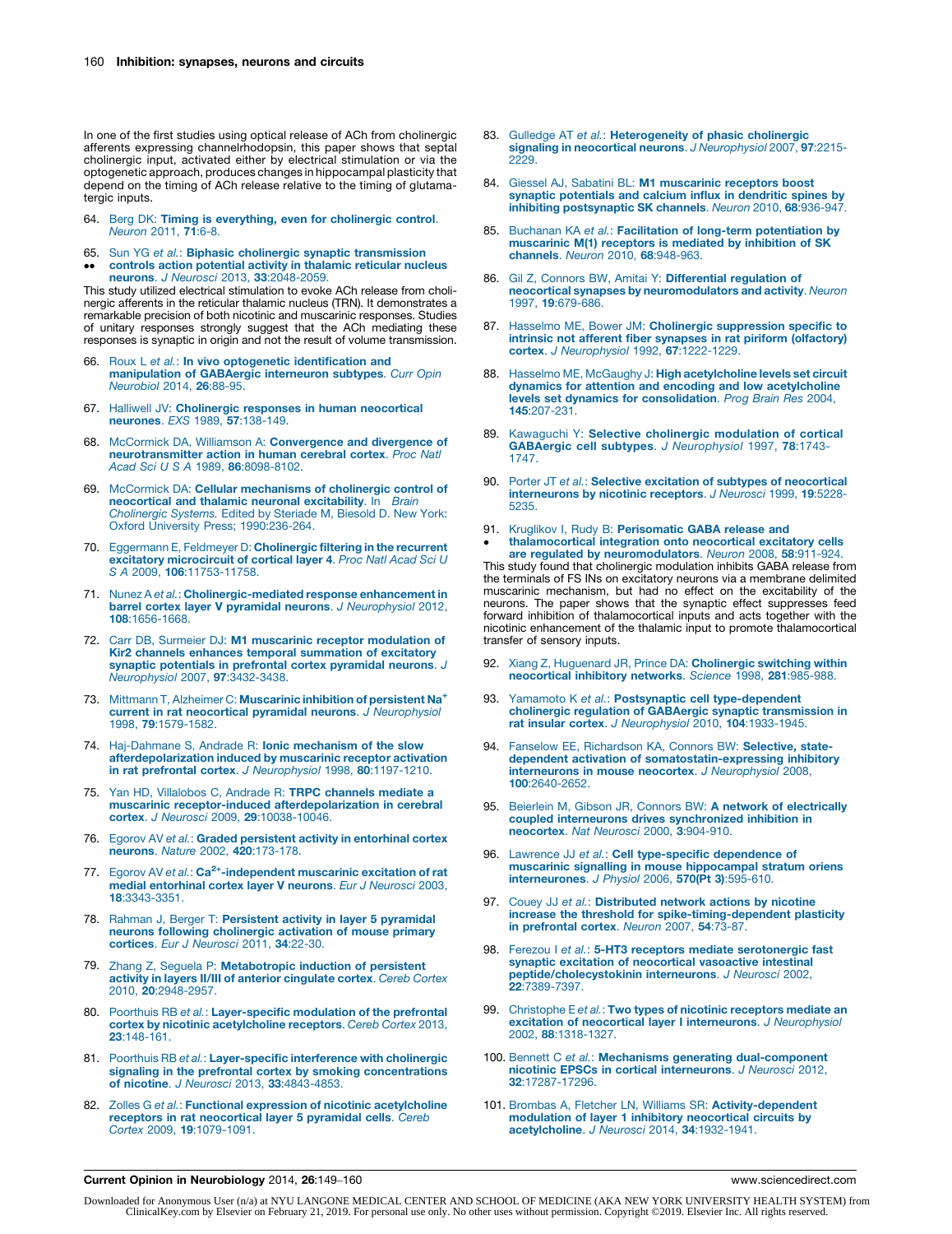In one of the first studies using optical release of ACh from cholinergic afferents expressing channelrhodopsin, this paper shows that septal cholinergic input, activated either by electrical stimulation or via the optogenetic approach, produces changes in hippocampal plasticity that depend on the timing of ACh release relative to the timing of glutamatergic inputs.

64. Berg DK: **Timing is everything, even for cholinergic control**. *Neuron* 2011, **71**:6-8.

65. •• Sun YG *et al.*: **Biphasic cholinergic synaptic transmission controls action potential activity in thalamic reticular nucleus neurons**. *J Neurosci* 2013, **33**:2048-2059.

This study utilized electrical stimulation to evoke ACh release from cholinergic afferents in the reticular thalamic nucleus (TRN). It demonstrates a remarkable precision of both nicotinic and muscarinic responses. Studies of unitary responses strongly suggest that the ACh mediating these responses is synaptic in origin and not the result of volume transmission.

66. Roux L *et al.*: **In vivo optogenetic identification and manipulation of GABAergic interneuron subtypes**. *Curr Opin Neurobiol* 2014, **26**:88-95.

67. Halliwell JV: **Cholinergic responses in human neocortical neurones**. *EXS* 1989, **57**:138-149.

68. McCormick DA, Williamson A: **Convergence and divergence of neurotransmitter action in human cerebral cortex**. *Proc Natl Acad Sci U S A* 1989, **86**:8098-8102.

69. McCormick DA: **Cellular mechanisms of cholinergic control of neocortical and thalamic neuronal excitability**. In *Brain Cholinergic Systems*. Edited by Steriade M, Biesold D. New York: Oxford University Press; 1990:236-264.

70. Eggermann E, Feldmeyer D: **Cholinergic filtering in the recurrent excitatory microcircuit of cortical layer 4**. *Proc Natl Acad Sci U S A* 2009, **106**:11753-11758.

71. Nunez A *et al.*: **Cholinergic-mediated response enhancement in barrel cortex layer V pyramidal neurons**. *J Neurophysiol* 2012, **108**:1656-1668.

72. Carr DB, Surmeier DJ: **M1 muscarinic receptor modulation of Kir2 channels enhances temporal summation of excitatory synaptic potentials in prefrontal cortex pyramidal neurons**. *J Neurophysiol* 2007, **97**:3432-3438.

73. Mittmann T, Alzheimer C: **Muscarinic inhibition of persistent $Na^+$ current in rat neocortical pyramidal neurons**. *J Neurophysiol* 1998, **79**:1579-1582.

74. Haj-Dahmane S, Andrade R: **Ionic mechanism of the slow afterdepolarization induced by muscarinic receptor activation in rat prefrontal cortex**. *J Neurophysiol* 1998, **80**:1197-1210.

75. Yan HD, Villalobos C, Andrade R: **TRPC channels mediate a muscarinic receptor-induced afterdepolarization in cerebral cortex**. *J Neurosci* 2009, **29**:10038-10046.

76. Egorov AV *et al.*: **Graded persistent activity in entorhinal cortex neurons**. *Nature* 2002, **420**:173-178.

77. Egorov AV *et al.*: **$Ca^{2+}$-independent muscarinic excitation of rat medial entorhinal cortex layer V neurons**. *Eur J Neurosci* 2003, **18**:3343-3351.

78. Rahman J, Berger T: **Persistent activity in layer 5 pyramidal neurons following cholinergic activation of mouse primary cortices**. *Eur J Neurosci* 2011, **34**:22-30.

79. Zhang Z, Seguela P: **Metabotropic induction of persistent activity in layers II/III of anterior cingulate cortex**. *Cereb Cortex* 2010, **20**:2948-2957.

80. Poorthuis RB *et al.*: **Layer-specific modulation of the prefrontal cortex by nicotinic acetylcholine receptors**. *Cereb Cortex* 2013, **23**:148-161.

81. Poorthuis RB *et al.*: **Layer-specific interference with cholinergic signaling in the prefrontal cortex by smoking concentrations of nicotine**. *J Neurosci* 2013, **33**:4843-4853.

82. Zolles G *et al.*: **Functional expression of nicotinic acetylcholine receptors in rat neocortical layer 5 pyramidal cells**. *Cereb Cortex* 2009, **19**:1079-1091.

83. Gulledge AT *et al.*: **Heterogeneity of phasic cholinergic signaling in neocortical neurons**. *J Neurophysiol* 2007, **97**:2215-2229.

84. Giessel AJ, Sabatini BL: **M1 muscarinic receptors boost synaptic potentials and calcium influx in dendritic spines by inhibiting postsynaptic SK channels**. *Neuron* 2010, **68**:936-947.

85. Buchanan KA *et al.*: **Facilitation of long-term potentiation by muscarinic M(1) receptors is mediated by inhibition of SK channels**. *Neuron* 2010, **68**:948-963.

86. Gil Z, Connors BW, Amitai Y: **Differential regulation of neocortical synapses by neuromodulators and activity**. *Neuron* 1997, **19**:679-686.

87. Hasselmo ME, Bower JM: **Cholinergic suppression specific to intrinsic not afferent fiber synapses in rat piriform (olfactory) cortex**. *J Neurophysiol* 1992, **67**:1222-1229.

88. Hasselmo ME, McGaughy J: **High acetylcholine levels set circuit dynamics for attention and encoding and low acetylcholine levels set dynamics for consolidation**. *Prog Brain Res* 2004, **145**:207-231.

89. Kawaguchi Y: **Selective cholinergic modulation of cortical GABAergic cell subtypes**. *J Neurophysiol* 1997, **78**:1743-1747.

90. Porter JT *et al.*: **Selective excitation of subtypes of neocortical interneurons by nicotinic receptors**. *J Neurosci* 1999, **19**:5228-5235.

91. • Kruglikov I, Rudy B: **Perisomatic GABA release and thalamocortical integration onto neocortical excitatory cells are regulated by neuromodulators**. *Neuron* 2008, **58**:911-924.

This study found that cholinergic modulation inhibits GABA release from the terminals of FS INs on excitatory neurons via a membrane delimited muscarinic mechanism, but had no effect on the excitability of the neurons. The paper shows that the synaptic effect suppresses feed forward inhibition of thalamocortical inputs and acts together with the nicotinic enhancement of the thalamic input to promote thalamocortical transfer of sensory inputs.

92. Xiang Z, Huguenard JR, Prince DA: **Cholinergic switching within neocortical inhibitory networks**. *Science* 1998, **281**:985-988.

93. Yamamoto K *et al.*: **Postsynaptic cell type-dependent cholinergic regulation of GABAergic synaptic transmission in rat insular cortex**. *J Neurophysiol* 2010, **104**:1933-1945.

94. Fanselow EE, Richardson KA, Connors BW: **Selective, state-dependent activation of somatostatin-expressing inhibitory interneurons in mouse neocortex**. *J Neurophysiol* 2008, **100**:2640-2652.

95. Beierlein M, Gibson JR, Connors BW: **A network of electrically coupled interneurons drives synchronized inhibition in neocortex**. *Nat Neurosci* 2000, **3**:904-910.

96. Lawrence JJ *et al.*: **Cell type-specific dependence of muscarinic signalling in mouse hippocampal stratum oriens interneurones**. *J Physiol* 2006, **570(Pt 3)**:595-610.

97. Couey JJ *et al.*: **Distributed network actions by nicotine increase the threshold for spike-timing-dependent plasticity in prefrontal cortex**. *Neuron* 2007, **54**:73-87.

98. Ferezou I *et al.*: **5-HT3 receptors mediate serotonergic fast synaptic excitation of neocortical vasoactive intestinal peptide/cholecystokinin interneurons**. *J Neurosci* 2002, **22**:7389-7397.

99. Christophe E *et al.*: **Two types of nicotinic receptors mediate an excitation of neocortical layer I interneurons**. *J Neurophysiol* 2002, **88**:1318-1327.

100. Bennett C *et al.*: **Mechanisms generating dual-component nicotinic EPSCs in cortical interneurons**. *J Neurosci* 2012, **32**:17287-17296.

101. Brombas A, Fletcher LN, Williams SR: **Activity-dependent modulation of layer 1 inhibitory neocortical circuits by acetylcholine**. *J Neurosci* 2014, **34**:1932-1941.